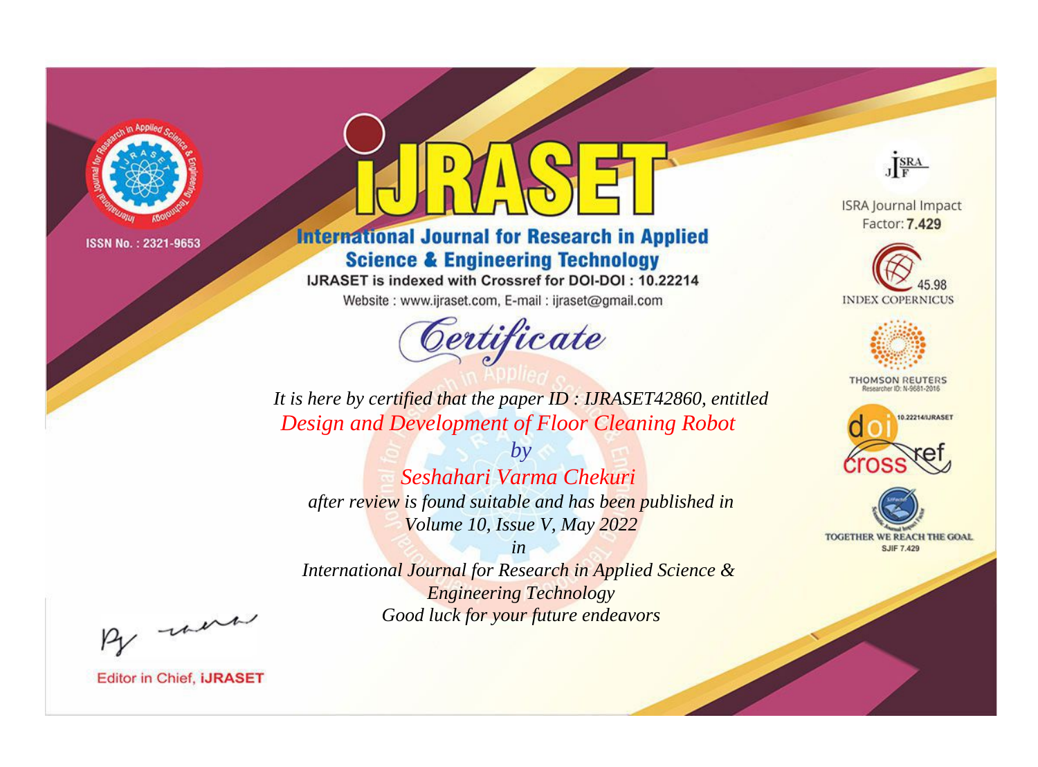ISSN No. : 2321-9653

# IJRASET

## International Journal for Research in Applied Science & Engineering Technology

IJRASET is indexed with Crossref for DOI-DOI : 10.22214

Website : www.ijraset.com, E-mail : ijraset@gmail.com

ISRA Journal Impact Factor: **7.429**

45.98 INDEX COPERNICUS

THOMSON REUTERS Researcher ID: N-9681-2016

10.22214/IJRASET

TOGETHER WE REACH THE GOAL SJIF 7.429

# *Certificate*

*It is here by certified that the paper ID : IJRASET42860, entitled*

*Design and Development of Floor Cleaning Robot*

*by*

*Seshahari Varma Chekuri*

*after review is found suitable and has been published in*

*Volume 10, Issue V, May 2022*

*in*

*International Journal for Research in Applied Science & Engineering Technology*

*Good luck for your future endeavors*

Editor in Chief, **IJRASET**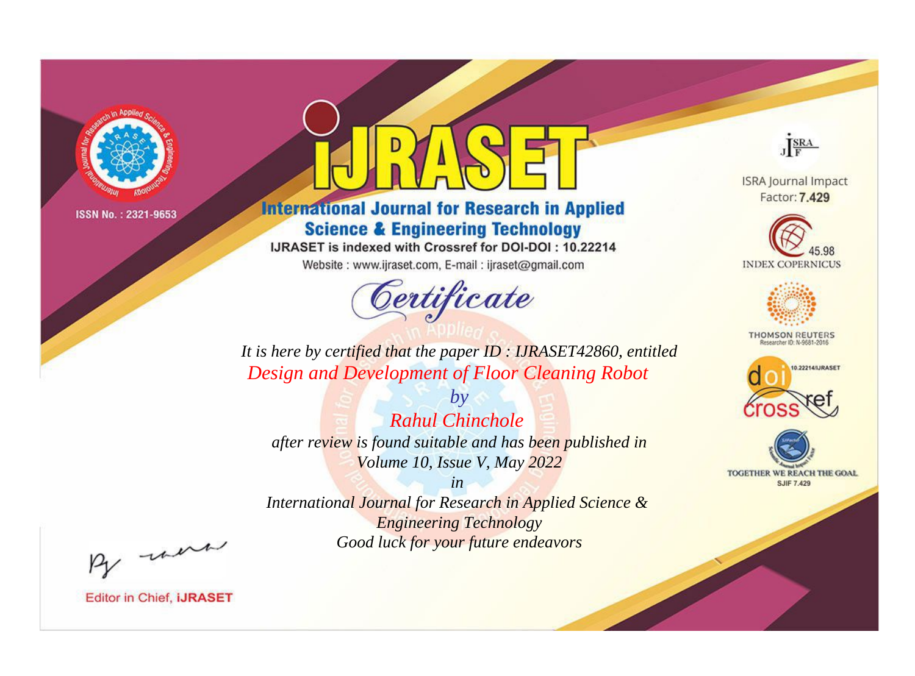ISSN No. : 2321-9653

# iJRASET

## International Journal for Research in Applied Science & Engineering Technology

IJRASET is indexed with Crossref for DOI-DOI : 10.22214

Website : www.ijraset.com, E-mail : ijraset@gmail.com

ISRA Journal Impact Factor: **7.429**

45.98 INDEX COPERNICUS

THOMSON REUTERS Researcher ID: N-9681-2016

10.22214/IJRASET

TOGETHER WE REACH THE GOAL SJIF 7.429

# Certificate

*It is here by certified that the paper ID : IJRASET42860, entitled*

*Design and Development of Floor Cleaning Robot*

*by*

*Rahul Chinchole*

*after review is found suitable and has been published in*

*Volume 10, Issue V, May 2022*

*in*

*International Journal for Research in Applied Science & Engineering Technology*

*Good luck for your future endeavors*

Editor in Chief, **iJRASET**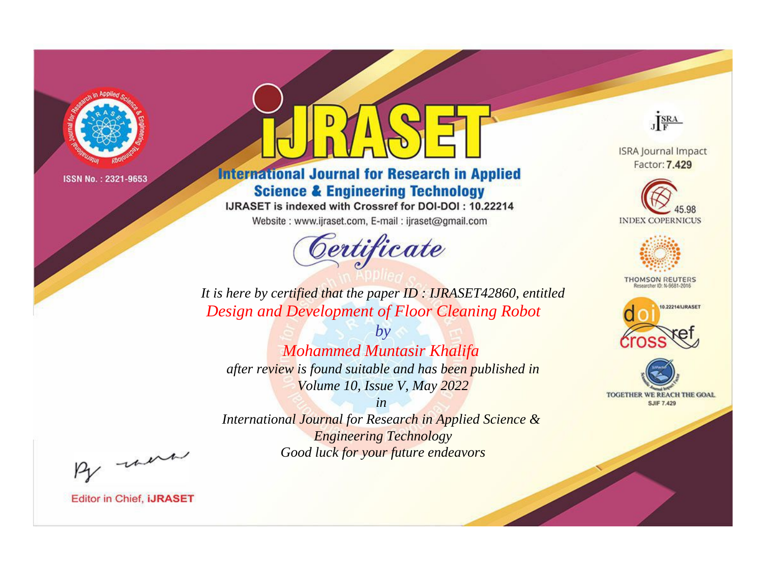ISSN No. : 2321-9653

# iJRASET

## International Journal for Research in Applied Science & Engineering Technology

IJRASET is indexed with Crossref for DOI-DOI : 10.22214

Website : www.ijraset.com, E-mail : ijraset@gmail.com

ISRA Journal Impact Factor: **7.429**

45.98 INDEX COPERNICUS

THOMSON REUTERS Researcher ID: N-9681-2016

10.22214/IJRASET

TOGETHER WE REACH THE GOAL SJIF 7.429

# Certificate

*It is here by certified that the paper ID : IJRASET42860, entitled*

*Design and Development of Floor Cleaning Robot*

*by*

*Mohammed Muntasir Khalifa*

*after review is found suitable and has been published in*

*Volume 10, Issue V, May 2022*

*in*

*International Journal for Research in Applied Science & Engineering Technology*

*Good luck for your future endeavors*

Editor in Chief, iJRASET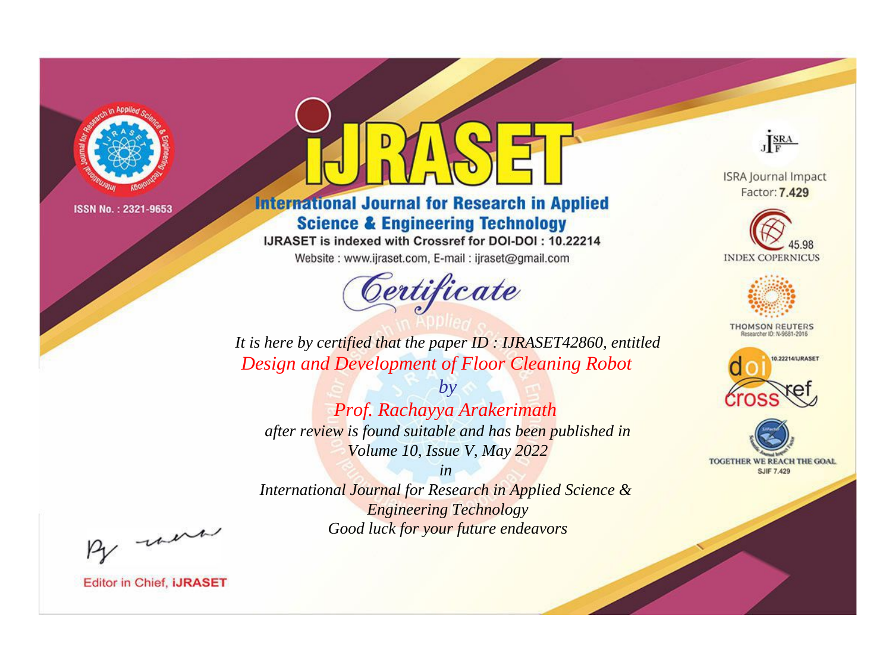ISSN No. : 2321-9653

# IJRASET

## International Journal for Research in Applied Science & Engineering Technology

IJRASET is indexed with Crossref for DOI-DOI : 10.22214

Website : www.ijraset.com, E-mail : ijraset@gmail.com

ISRA Journal Impact Factor: **7.429**

45.98 INDEX COPERNICUS

THOMSON REUTERS Researcher ID: N-9681-2016

10.22214/IJRASET

TOGETHER WE REACH THE GOAL SJIF 7.429

*Certificate*

*It is here by certified that the paper ID : IJRASET42860, entitled*

*Design and Development of Floor Cleaning Robot*

*by*

*Prof. Rachayya Arakerimath*

*after review is found suitable and has been published in*

*Volume 10, Issue V, May 2022*

*in*

*International Journal for Research in Applied Science & Engineering Technology*

*Good luck for your future endeavors*

Editor in Chief, **iJRASET**